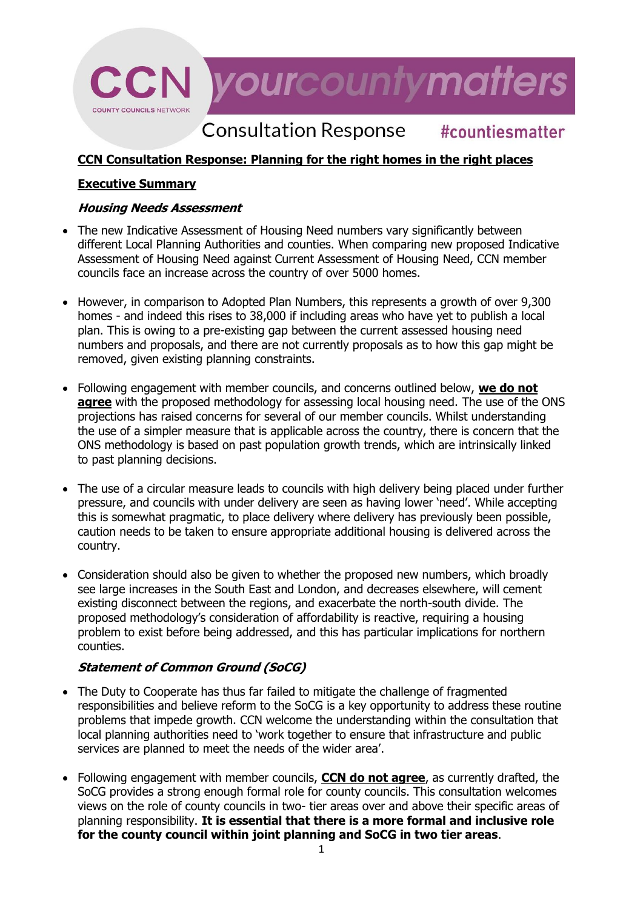CCN yourcountymatters

COUNTY COUNCILS NETWORK

Consultation Response #countiesmatter

**CCN Consultation Response: Planning for the right homes in the right places**

**Executive Summary**

***Housing Needs Assessment***

- The new Indicative Assessment of Housing Need numbers vary significantly between different Local Planning Authorities and counties. When comparing new proposed Indicative Assessment of Housing Need against Current Assessment of Housing Need, CCN member councils face an increase across the country of over 5000 homes.

- However, in comparison to Adopted Plan Numbers, this represents a growth of over 9,300 homes - and indeed this rises to 38,000 if including areas who have yet to publish a local plan. This is owing to a pre-existing gap between the current assessed housing need numbers and proposals, and there are not currently proposals as to how this gap might be removed, given existing planning constraints.

- Following engagement with member councils, and concerns outlined below, **we do not agree** with the proposed methodology for assessing local housing need. The use of the ONS projections has raised concerns for several of our member councils. Whilst understanding the use of a simpler measure that is applicable across the country, there is concern that the ONS methodology is based on past population growth trends, which are intrinsically linked to past planning decisions.

- The use of a circular measure leads to councils with high delivery being placed under further pressure, and councils with under delivery are seen as having lower 'need'. While accepting this is somewhat pragmatic, to place delivery where delivery has previously been possible, caution needs to be taken to ensure appropriate additional housing is delivered across the country.

- Consideration should also be given to whether the proposed new numbers, which broadly see large increases in the South East and London, and decreases elsewhere, will cement existing disconnect between the regions, and exacerbate the north-south divide. The proposed methodology's consideration of affordability is reactive, requiring a housing problem to exist before being addressed, and this has particular implications for northern counties.

***Statement of Common Ground (SoCG)***

- The Duty to Cooperate has thus far failed to mitigate the challenge of fragmented responsibilities and believe reform to the SoCG is a key opportunity to address these routine problems that impede growth. CCN welcome the understanding within the consultation that local planning authorities need to 'work together to ensure that infrastructure and public services are planned to meet the needs of the wider area'.

- Following engagement with member councils, **CCN do not agree**, as currently drafted, the SoCG provides a strong enough formal role for county councils. This consultation welcomes views on the role of county councils in two- tier areas over and above their specific areas of planning responsibility. **It is essential that there is a more formal and inclusive role for the county council within joint planning and SoCG in two tier areas**.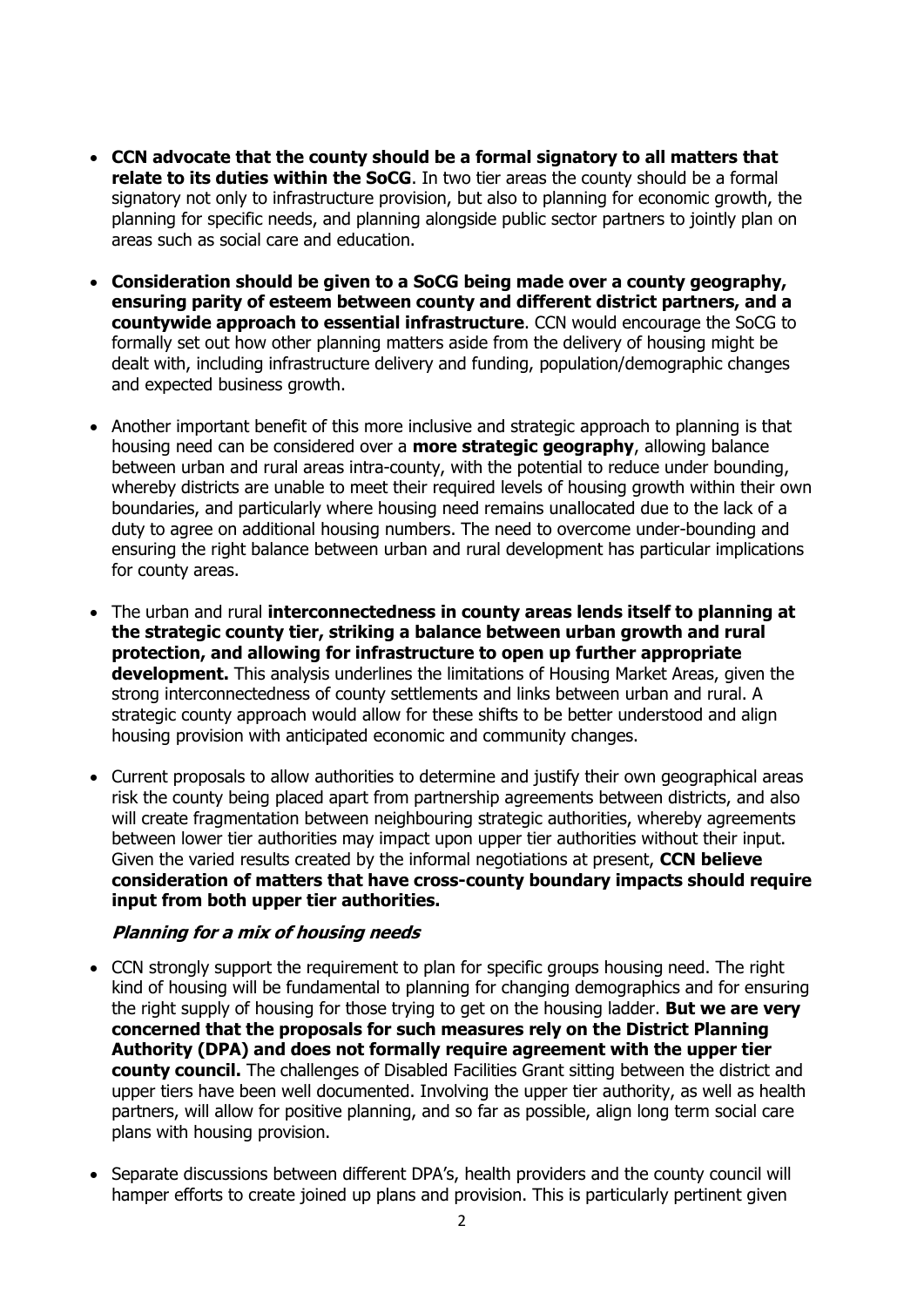- **CCN advocate that the county should be a formal signatory to all matters that relate to its duties within the SoCG**. In two tier areas the county should be a formal signatory not only to infrastructure provision, but also to planning for economic growth, the planning for specific needs, and planning alongside public sector partners to jointly plan on areas such as social care and education.

- **Consideration should be given to a SoCG being made over a county geography, ensuring parity of esteem between county and different district partners, and a countywide approach to essential infrastructure**. CCN would encourage the SoCG to formally set out how other planning matters aside from the delivery of housing might be dealt with, including infrastructure delivery and funding, population/demographic changes and expected business growth.

- Another important benefit of this more inclusive and strategic approach to planning is that housing need can be considered over a **more strategic geography**, allowing balance between urban and rural areas intra-county, with the potential to reduce under bounding, whereby districts are unable to meet their required levels of housing growth within their own boundaries, and particularly where housing need remains unallocated due to the lack of a duty to agree on additional housing numbers. The need to overcome under-bounding and ensuring the right balance between urban and rural development has particular implications for county areas.

- The urban and rural **interconnectedness in county areas lends itself to planning at the strategic county tier, striking a balance between urban growth and rural protection, and allowing for infrastructure to open up further appropriate development.** This analysis underlines the limitations of Housing Market Areas, given the strong interconnectedness of county settlements and links between urban and rural. A strategic county approach would allow for these shifts to be better understood and align housing provision with anticipated economic and community changes.

- Current proposals to allow authorities to determine and justify their own geographical areas risk the county being placed apart from partnership agreements between districts, and also will create fragmentation between neighbouring strategic authorities, whereby agreements between lower tier authorities may impact upon upper tier authorities without their input. Given the varied results created by the informal negotiations at present, **CCN believe consideration of matters that have cross-county boundary impacts should require input from both upper tier authorities.**

***Planning for a mix of housing needs***

- CCN strongly support the requirement to plan for specific groups housing need. The right kind of housing will be fundamental to planning for changing demographics and for ensuring the right supply of housing for those trying to get on the housing ladder. **But we are very concerned that the proposals for such measures rely on the District Planning Authority (DPA) and does not formally require agreement with the upper tier county council.** The challenges of Disabled Facilities Grant sitting between the district and upper tiers have been well documented. Involving the upper tier authority, as well as health partners, will allow for positive planning, and so far as possible, align long term social care plans with housing provision.

- Separate discussions between different DPA's, health providers and the county council will hamper efforts to create joined up plans and provision. This is particularly pertinent given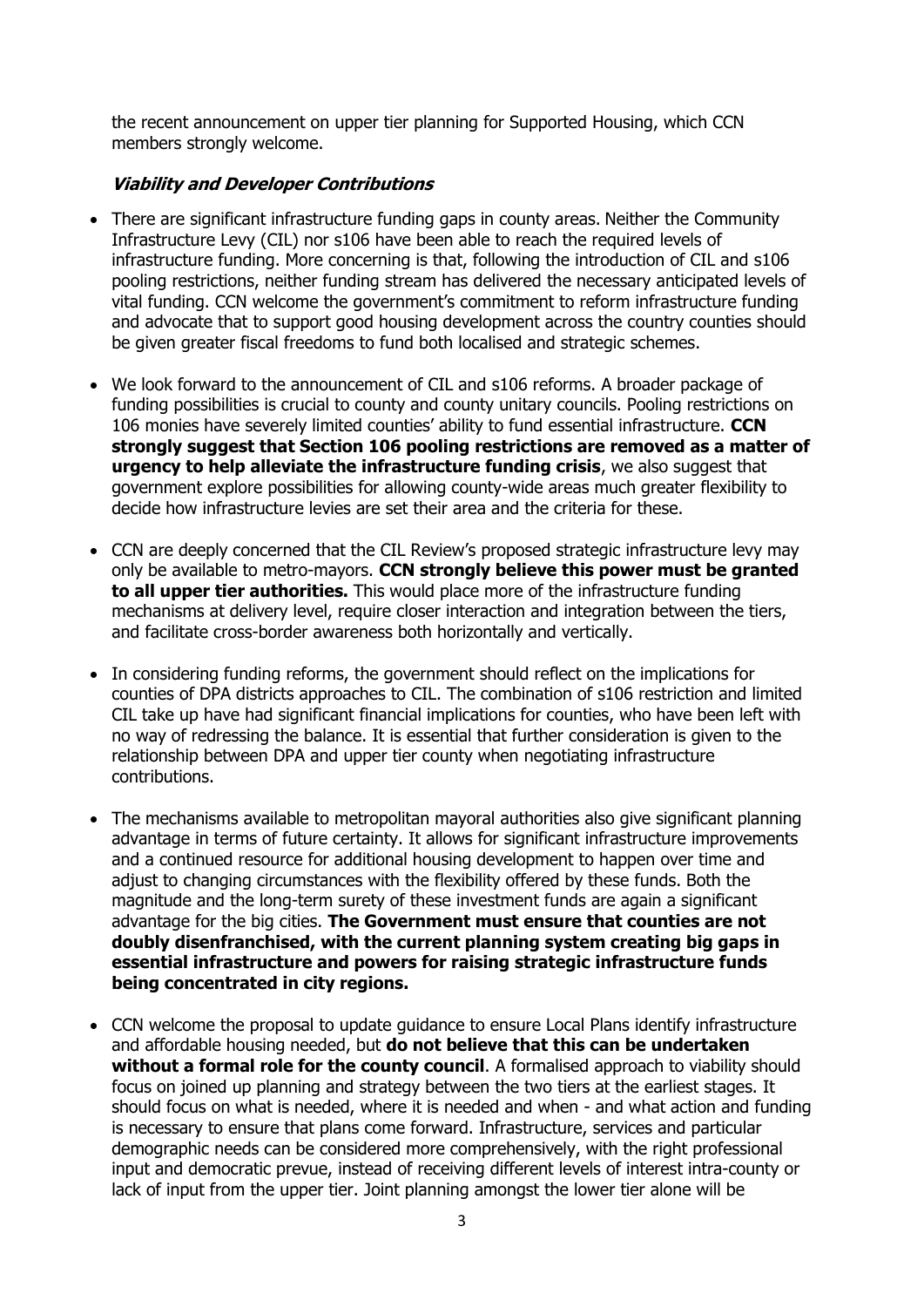the recent announcement on upper tier planning for Supported Housing, which CCN members strongly welcome.

### ***Viability and Developer Contributions***

- There are significant infrastructure funding gaps in county areas. Neither the Community Infrastructure Levy (CIL) nor s106 have been able to reach the required levels of infrastructure funding. More concerning is that, following the introduction of CIL and s106 pooling restrictions, neither funding stream has delivered the necessary anticipated levels of vital funding. CCN welcome the government's commitment to reform infrastructure funding and advocate that to support good housing development across the country counties should be given greater fiscal freedoms to fund both localised and strategic schemes.

- We look forward to the announcement of CIL and s106 reforms. A broader package of funding possibilities is crucial to county and county unitary councils. Pooling restrictions on 106 monies have severely limited counties' ability to fund essential infrastructure. **CCN strongly suggest that Section 106 pooling restrictions are removed as a matter of urgency to help alleviate the infrastructure funding crisis**, we also suggest that government explore possibilities for allowing county-wide areas much greater flexibility to decide how infrastructure levies are set their area and the criteria for these.

- CCN are deeply concerned that the CIL Review's proposed strategic infrastructure levy may only be available to metro-mayors. **CCN strongly believe this power must be granted to all upper tier authorities.** This would place more of the infrastructure funding mechanisms at delivery level, require closer interaction and integration between the tiers, and facilitate cross-border awareness both horizontally and vertically.

- In considering funding reforms, the government should reflect on the implications for counties of DPA districts approaches to CIL. The combination of s106 restriction and limited CIL take up have had significant financial implications for counties, who have been left with no way of redressing the balance. It is essential that further consideration is given to the relationship between DPA and upper tier county when negotiating infrastructure contributions.

- The mechanisms available to metropolitan mayoral authorities also give significant planning advantage in terms of future certainty. It allows for significant infrastructure improvements and a continued resource for additional housing development to happen over time and adjust to changing circumstances with the flexibility offered by these funds. Both the magnitude and the long-term surety of these investment funds are again a significant advantage for the big cities. **The Government must ensure that counties are not doubly disenfranchised, with the current planning system creating big gaps in essential infrastructure and powers for raising strategic infrastructure funds being concentrated in city regions.**

- CCN welcome the proposal to update guidance to ensure Local Plans identify infrastructure and affordable housing needed, but **do not believe that this can be undertaken without a formal role for the county council**. A formalised approach to viability should focus on joined up planning and strategy between the two tiers at the earliest stages. It should focus on what is needed, where it is needed and when - and what action and funding is necessary to ensure that plans come forward. Infrastructure, services and particular demographic needs can be considered more comprehensively, with the right professional input and democratic prevue, instead of receiving different levels of interest intra-county or lack of input from the upper tier. Joint planning amongst the lower tier alone will be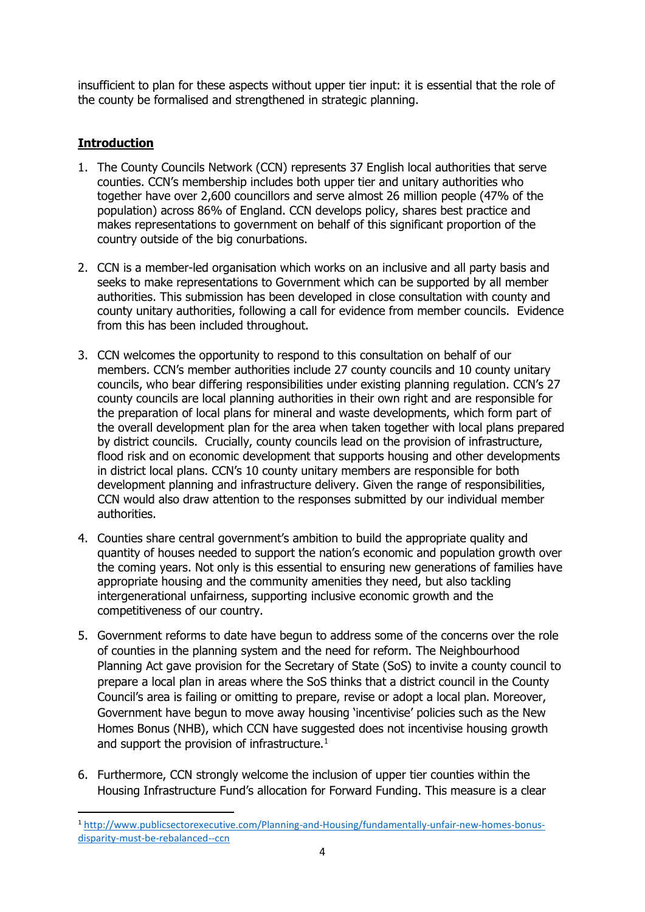insufficient to plan for these aspects without upper tier input: it is essential that the role of the county be formalised and strengthened in strategic planning.

## **Introduction**

1. The County Councils Network (CCN) represents 37 English local authorities that serve counties. CCN's membership includes both upper tier and unitary authorities who together have over 2,600 councillors and serve almost 26 million people (47% of the population) across 86% of England. CCN develops policy, shares best practice and makes representations to government on behalf of this significant proportion of the country outside of the big conurbations.

2. CCN is a member-led organisation which works on an inclusive and all party basis and seeks to make representations to Government which can be supported by all member authorities. This submission has been developed in close consultation with county and county unitary authorities, following a call for evidence from member councils. Evidence from this has been included throughout.

3. CCN welcomes the opportunity to respond to this consultation on behalf of our members. CCN's member authorities include 27 county councils and 10 county unitary councils, who bear differing responsibilities under existing planning regulation. CCN's 27 county councils are local planning authorities in their own right and are responsible for the preparation of local plans for mineral and waste developments, which form part of the overall development plan for the area when taken together with local plans prepared by district councils. Crucially, county councils lead on the provision of infrastructure, flood risk and on economic development that supports housing and other developments in district local plans. CCN's 10 county unitary members are responsible for both development planning and infrastructure delivery. Given the range of responsibilities, CCN would also draw attention to the responses submitted by our individual member authorities.

4. Counties share central government's ambition to build the appropriate quality and quantity of houses needed to support the nation's economic and population growth over the coming years. Not only is this essential to ensuring new generations of families have appropriate housing and the community amenities they need, but also tackling intergenerational unfairness, supporting inclusive economic growth and the competitiveness of our country.

5. Government reforms to date have begun to address some of the concerns over the role of counties in the planning system and the need for reform. The Neighbourhood Planning Act gave provision for the Secretary of State (SoS) to invite a county council to prepare a local plan in areas where the SoS thinks that a district council in the County Council's area is failing or omitting to prepare, revise or adopt a local plan. Moreover, Government have begun to move away housing 'incentivise' policies such as the New Homes Bonus (NHB), which CCN have suggested does not incentivise housing growth and support the provision of infrastructure.[1]

6. Furthermore, CCN strongly welcome the inclusion of upper tier counties within the Housing Infrastructure Fund's allocation for Forward Funding. This measure is a clear

[1] http://www.publicsectorexecutive.com/Planning-and-Housing/fundamentally-unfair-new-homes-bonus-disparity-must-be-rebalanced--ccn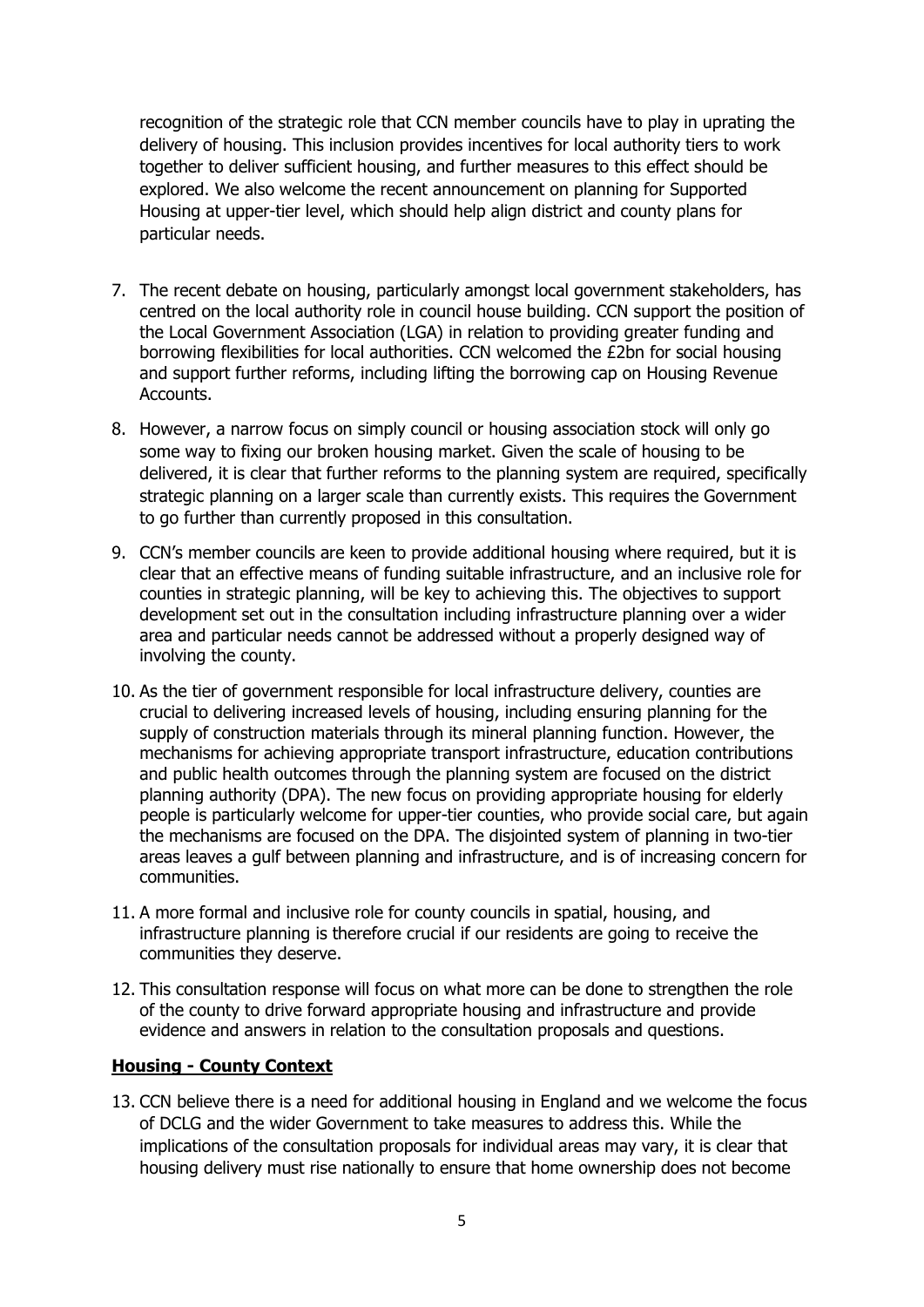recognition of the strategic role that CCN member councils have to play in uprating the delivery of housing. This inclusion provides incentives for local authority tiers to work together to deliver sufficient housing, and further measures to this effect should be explored. We also welcome the recent announcement on planning for Supported Housing at upper-tier level, which should help align district and county plans for particular needs.

7. The recent debate on housing, particularly amongst local government stakeholders, has centred on the local authority role in council house building. CCN support the position of the Local Government Association (LGA) in relation to providing greater funding and borrowing flexibilities for local authorities. CCN welcomed the £2bn for social housing and support further reforms, including lifting the borrowing cap on Housing Revenue Accounts.

8. However, a narrow focus on simply council or housing association stock will only go some way to fixing our broken housing market. Given the scale of housing to be delivered, it is clear that further reforms to the planning system are required, specifically strategic planning on a larger scale than currently exists. This requires the Government to go further than currently proposed in this consultation.

9. CCN's member councils are keen to provide additional housing where required, but it is clear that an effective means of funding suitable infrastructure, and an inclusive role for counties in strategic planning, will be key to achieving this. The objectives to support development set out in the consultation including infrastructure planning over a wider area and particular needs cannot be addressed without a properly designed way of involving the county.

10. As the tier of government responsible for local infrastructure delivery, counties are crucial to delivering increased levels of housing, including ensuring planning for the supply of construction materials through its mineral planning function. However, the mechanisms for achieving appropriate transport infrastructure, education contributions and public health outcomes through the planning system are focused on the district planning authority (DPA). The new focus on providing appropriate housing for elderly people is particularly welcome for upper-tier counties, who provide social care, but again the mechanisms are focused on the DPA. The disjointed system of planning in two-tier areas leaves a gulf between planning and infrastructure, and is of increasing concern for communities.

11. A more formal and inclusive role for county councils in spatial, housing, and infrastructure planning is therefore crucial if our residents are going to receive the communities they deserve.

12. This consultation response will focus on what more can be done to strengthen the role of the county to drive forward appropriate housing and infrastructure and provide evidence and answers in relation to the consultation proposals and questions.

## Housing - County Context

13. CCN believe there is a need for additional housing in England and we welcome the focus of DCLG and the wider Government to take measures to address this. While the implications of the consultation proposals for individual areas may vary, it is clear that housing delivery must rise nationally to ensure that home ownership does not become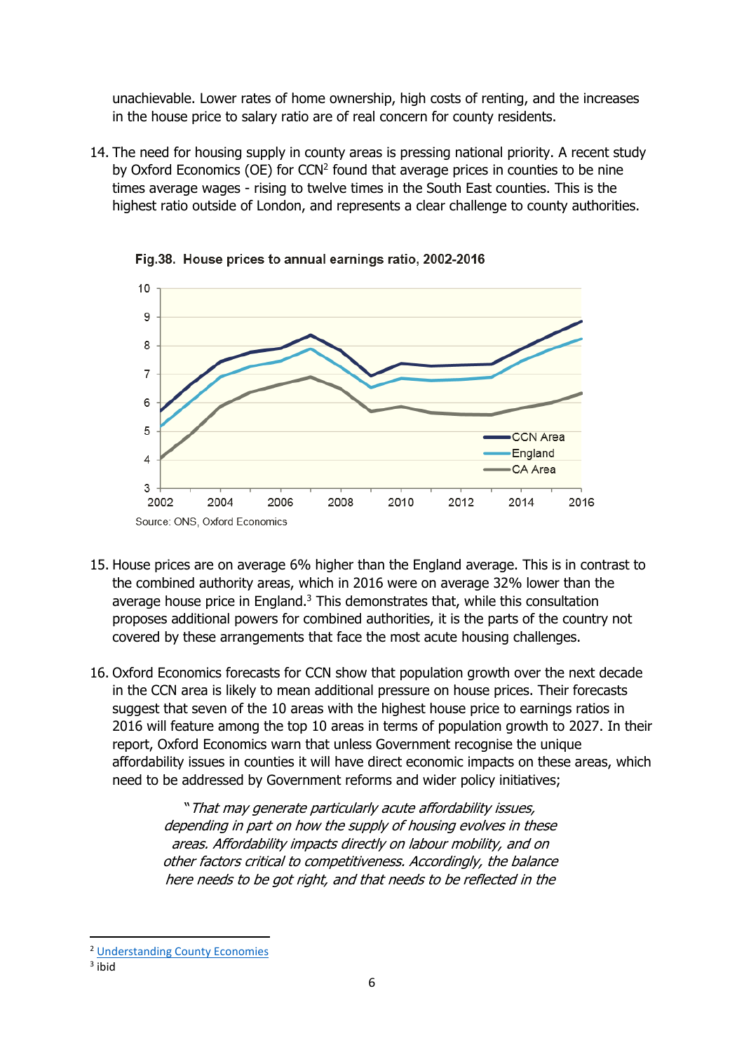unachievable. Lower rates of home ownership, high costs of renting, and the increases in the house price to salary ratio are of real concern for county residents.

14. The need for housing supply in county areas is pressing national priority. A recent study by Oxford Economics (OE) for CCN[2] found that average prices in counties to be nine times average wages - rising to twelve times in the South East counties. This is the highest ratio outside of London, and represents a clear challenge to county authorities.

**Fig.38. House prices to annual earnings ratio, 2002-2016**

Source: ONS, Oxford Economics

15. House prices are on average 6% higher than the England average. This is in contrast to the combined authority areas, which in 2016 were on average 32% lower than the average house price in England.[3] This demonstrates that, while this consultation proposes additional powers for combined authorities, it is the parts of the country not covered by these arrangements that face the most acute housing challenges.

16. Oxford Economics forecasts for CCN show that population growth over the next decade in the CCN area is likely to mean additional pressure on house prices. Their forecasts suggest that seven of the 10 areas with the highest house price to earnings ratios in 2016 will feature among the top 10 areas in terms of population growth to 2027. In their report, Oxford Economics warn that unless Government recognise the unique affordability issues in counties it will have direct economic impacts on these areas, which need to be addressed by Government reforms and wider policy initiatives;

> *"That may generate particularly acute affordability issues, depending in part on how the supply of housing evolves in these areas. Affordability impacts directly on labour mobility, and on other factors critical to competitiveness. Accordingly, the balance here needs to be got right, and that needs to be reflected in the*

---

[2] Understanding County Economies

[3] ibid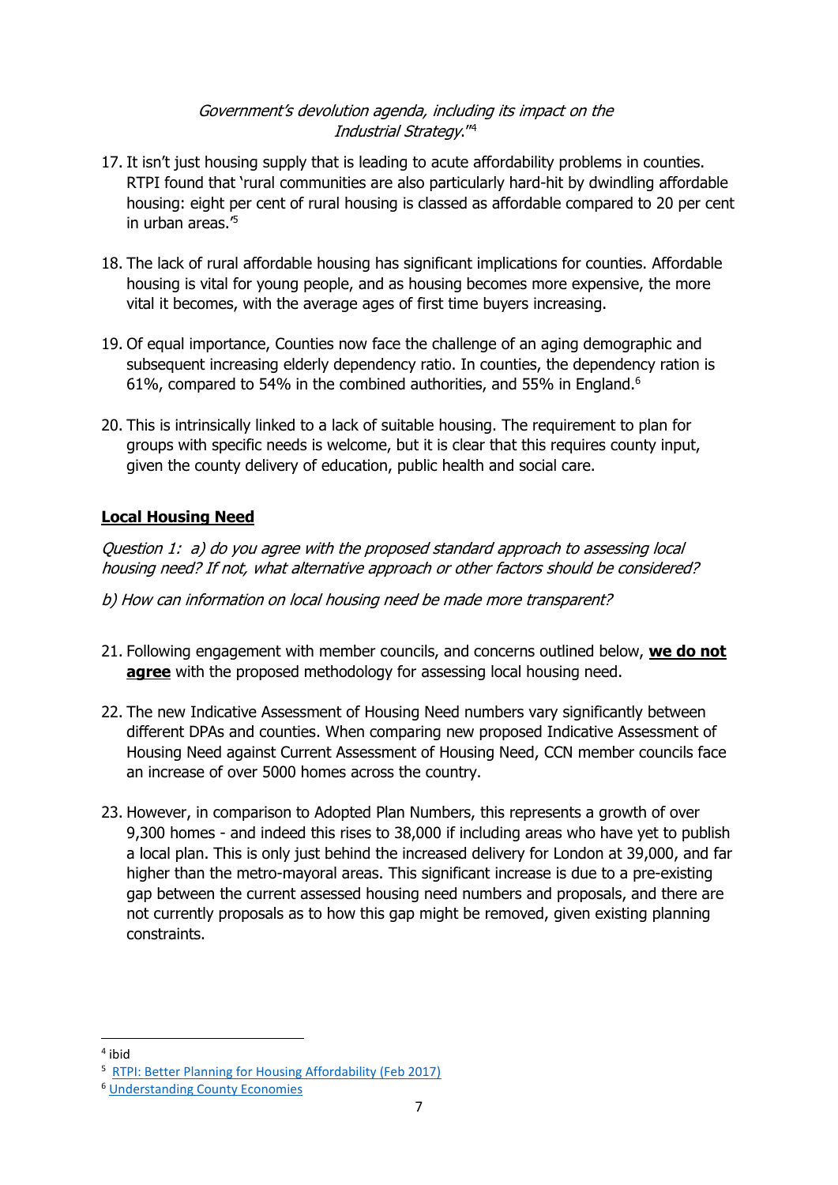*Government's devolution agenda, including its impact on the Industrial Strategy."*[4]

17. It isn't just housing supply that is leading to acute affordability problems in counties. RTPI found that 'rural communities are also particularly hard-hit by dwindling affordable housing: eight per cent of rural housing is classed as affordable compared to 20 per cent in urban areas.'[5]

18. The lack of rural affordable housing has significant implications for counties. Affordable housing is vital for young people, and as housing becomes more expensive, the more vital it becomes, with the average ages of first time buyers increasing.

19. Of equal importance, Counties now face the challenge of an aging demographic and subsequent increasing elderly dependency ratio. In counties, the dependency ration is 61%, compared to 54% in the combined authorities, and 55% in England.[6]

20. This is intrinsically linked to a lack of suitable housing. The requirement to plan for groups with specific needs is welcome, but it is clear that this requires county input, given the county delivery of education, public health and social care.

## Local Housing Need

*Question 1: a) do you agree with the proposed standard approach to assessing local housing need? If not, what alternative approach or other factors should be considered?*

*b) How can information on local housing need be made more transparent?*

21. Following engagement with member councils, and concerns outlined below, **we do not agree** with the proposed methodology for assessing local housing need.

22. The new Indicative Assessment of Housing Need numbers vary significantly between different DPAs and counties. When comparing new proposed Indicative Assessment of Housing Need against Current Assessment of Housing Need, CCN member councils face an increase of over 5000 homes across the country.

23. However, in comparison to Adopted Plan Numbers, this represents a growth of over 9,300 homes - and indeed this rises to 38,000 if including areas who have yet to publish a local plan. This is only just behind the increased delivery for London at 39,000, and far higher than the metro-mayoral areas. This significant increase is due to a pre-existing gap between the current assessed housing need numbers and proposals, and there are not currently proposals as to how this gap might be removed, given existing planning constraints.

---

[4] ibid

[5] RTPI: Better Planning for Housing Affordability (Feb 2017)

[6] Understanding County Economies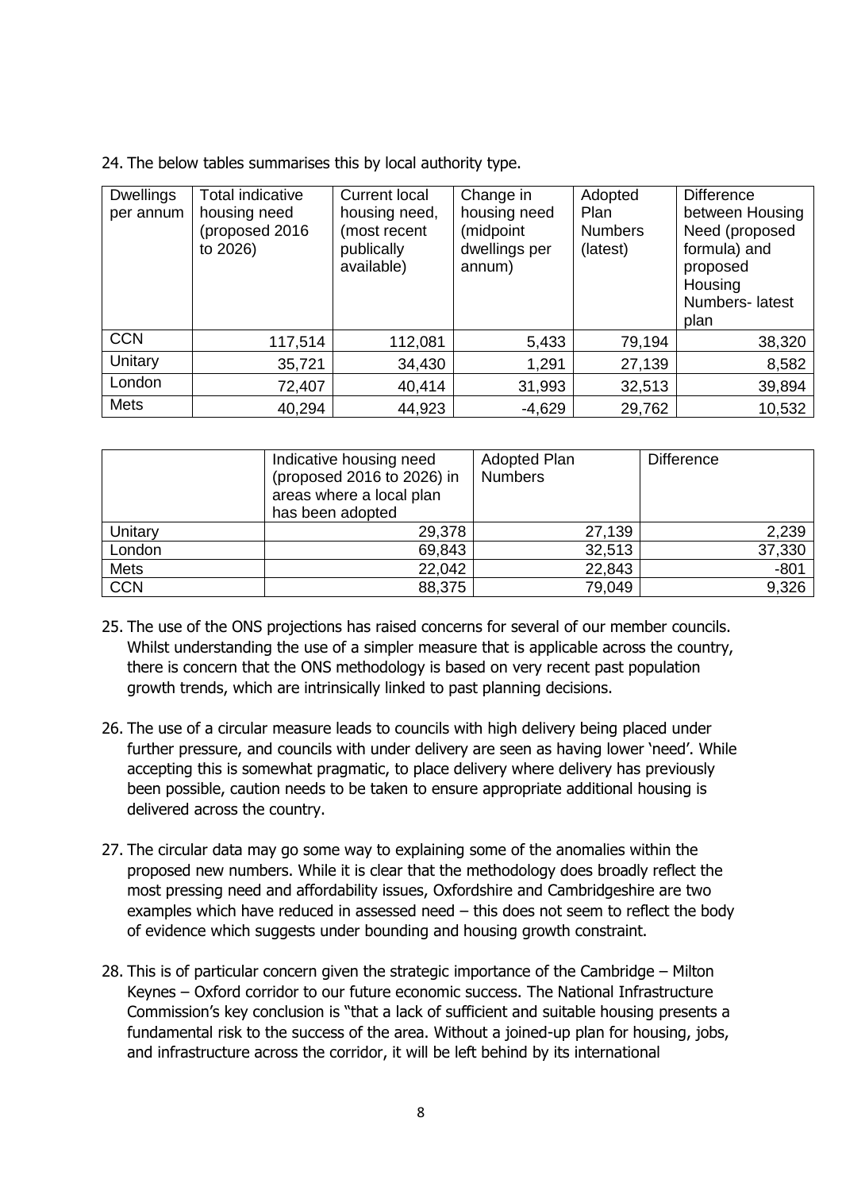24. The below tables summarises this by local authority type.

| Dwellings per annum | Total indicative housing need (proposed 2016 to 2026) | Current local housing need, (most recent publically available) | Change in housing need (midpoint dwellings per annum) | Adopted Plan Numbers (latest) | Difference between Housing Need (proposed formula) and proposed Housing Numbers- latest plan |
|---|---|---|---|---|---|
| CCN | 117,514 | 112,081 | 5,433 | 79,194 | 38,320 |
| Unitary | 35,721 | 34,430 | 1,291 | 27,139 | 8,582 |
| London | 72,407 | 40,414 | 31,993 | 32,513 | 39,894 |
| Mets | 40,294 | 44,923 | -4,629 | 29,762 | 10,532 |

| | Indicative housing need (proposed 2016 to 2026) in areas where a local plan has been adopted | Adopted Plan Numbers | Difference |
|---|---|---|---|
| Unitary | 29,378 | 27,139 | 2,239 |
| London | 69,843 | 32,513 | 37,330 |
| Mets | 22,042 | 22,843 | -801 |
| CCN | 88,375 | 79,049 | 9,326 |

25. The use of the ONS projections has raised concerns for several of our member councils. Whilst understanding the use of a simpler measure that is applicable across the country, there is concern that the ONS methodology is based on very recent past population growth trends, which are intrinsically linked to past planning decisions.

26. The use of a circular measure leads to councils with high delivery being placed under further pressure, and councils with under delivery are seen as having lower 'need'. While accepting this is somewhat pragmatic, to place delivery where delivery has previously been possible, caution needs to be taken to ensure appropriate additional housing is delivered across the country.

27. The circular data may go some way to explaining some of the anomalies within the proposed new numbers. While it is clear that the methodology does broadly reflect the most pressing need and affordability issues, Oxfordshire and Cambridgeshire are two examples which have reduced in assessed need – this does not seem to reflect the body of evidence which suggests under bounding and housing growth constraint.

28. This is of particular concern given the strategic importance of the Cambridge – Milton Keynes – Oxford corridor to our future economic success. The National Infrastructure Commission's key conclusion is "that a lack of sufficient and suitable housing presents a fundamental risk to the success of the area. Without a joined-up plan for housing, jobs, and infrastructure across the corridor, it will be left behind by its international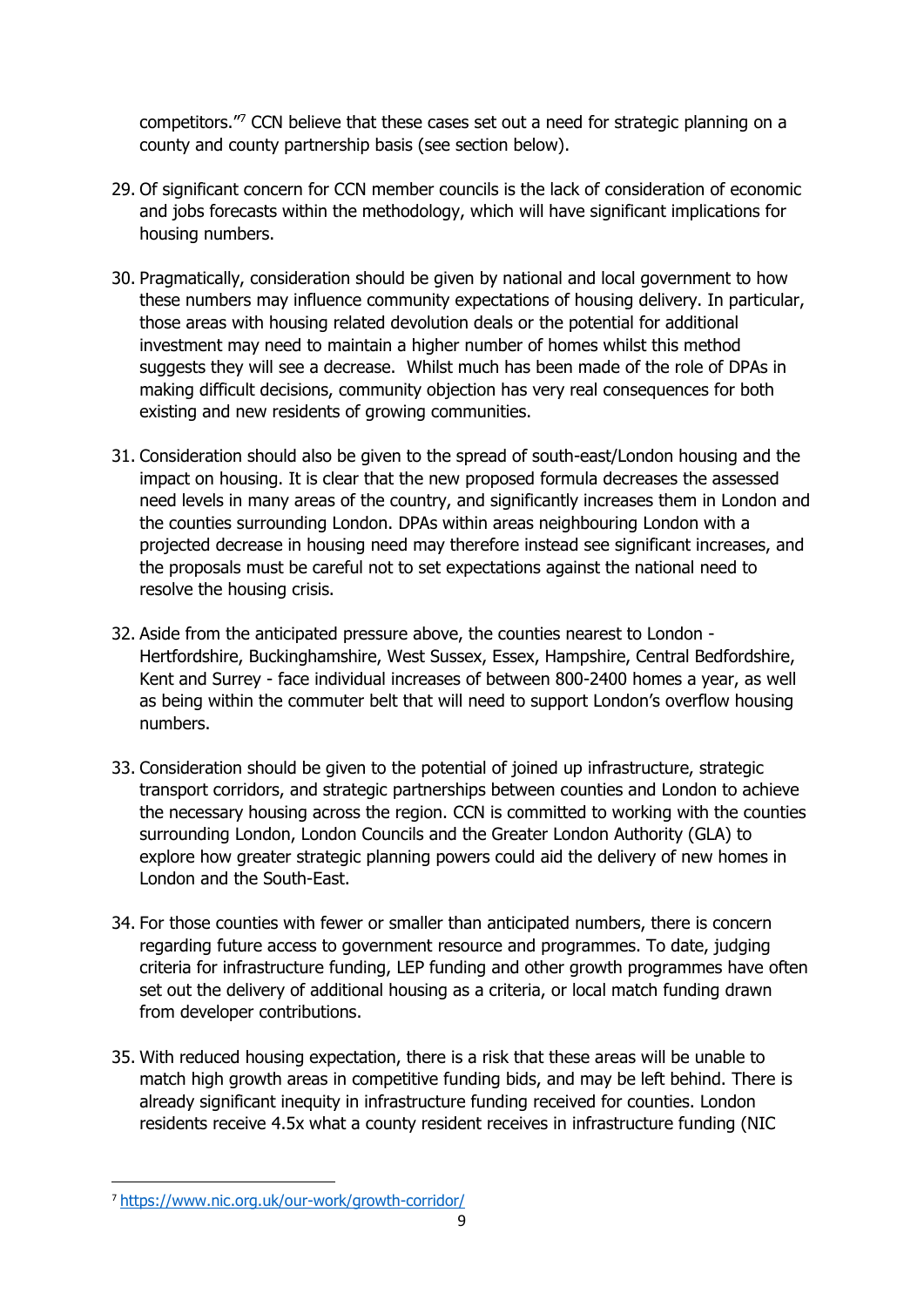competitors."[7] CCN believe that these cases set out a need for strategic planning on a county and county partnership basis (see section below).

29. Of significant concern for CCN member councils is the lack of consideration of economic and jobs forecasts within the methodology, which will have significant implications for housing numbers.

30. Pragmatically, consideration should be given by national and local government to how these numbers may influence community expectations of housing delivery. In particular, those areas with housing related devolution deals or the potential for additional investment may need to maintain a higher number of homes whilst this method suggests they will see a decrease. Whilst much has been made of the role of DPAs in making difficult decisions, community objection has very real consequences for both existing and new residents of growing communities.

31. Consideration should also be given to the spread of south-east/London housing and the impact on housing. It is clear that the new proposed formula decreases the assessed need levels in many areas of the country, and significantly increases them in London and the counties surrounding London. DPAs within areas neighbouring London with a projected decrease in housing need may therefore instead see significant increases, and the proposals must be careful not to set expectations against the national need to resolve the housing crisis.

32. Aside from the anticipated pressure above, the counties nearest to London - Hertfordshire, Buckinghamshire, West Sussex, Essex, Hampshire, Central Bedfordshire, Kent and Surrey - face individual increases of between 800-2400 homes a year, as well as being within the commuter belt that will need to support London's overflow housing numbers.

33. Consideration should be given to the potential of joined up infrastructure, strategic transport corridors, and strategic partnerships between counties and London to achieve the necessary housing across the region. CCN is committed to working with the counties surrounding London, London Councils and the Greater London Authority (GLA) to explore how greater strategic planning powers could aid the delivery of new homes in London and the South-East.

34. For those counties with fewer or smaller than anticipated numbers, there is concern regarding future access to government resource and programmes. To date, judging criteria for infrastructure funding, LEP funding and other growth programmes have often set out the delivery of additional housing as a criteria, or local match funding drawn from developer contributions.

35. With reduced housing expectation, there is a risk that these areas will be unable to match high growth areas in competitive funding bids, and may be left behind. There is already significant inequity in infrastructure funding received for counties. London residents receive 4.5x what a county resident receives in infrastructure funding (NIC

---

[7] https://www.nic.org.uk/our-work/growth-corridor/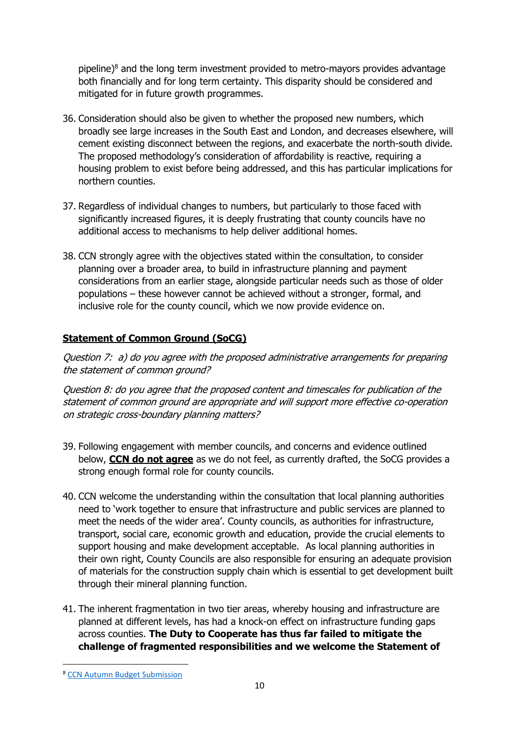pipeline)[8] and the long term investment provided to metro-mayors provides advantage both financially and for long term certainty. This disparity should be considered and mitigated for in future growth programmes.

36. Consideration should also be given to whether the proposed new numbers, which broadly see large increases in the South East and London, and decreases elsewhere, will cement existing disconnect between the regions, and exacerbate the north-south divide. The proposed methodology's consideration of affordability is reactive, requiring a housing problem to exist before being addressed, and this has particular implications for northern counties.

37. Regardless of individual changes to numbers, but particularly to those faced with significantly increased figures, it is deeply frustrating that county councils have no additional access to mechanisms to help deliver additional homes.

38. CCN strongly agree with the objectives stated within the consultation, to consider planning over a broader area, to build in infrastructure planning and payment considerations from an earlier stage, alongside particular needs such as those of older populations – these however cannot be achieved without a stronger, formal, and inclusive role for the county council, which we now provide evidence on.

## Statement of Common Ground (SoCG)

*Question 7: a) do you agree with the proposed administrative arrangements for preparing the statement of common ground?*

*Question 8: do you agree that the proposed content and timescales for publication of the statement of common ground are appropriate and will support more effective co-operation on strategic cross-boundary planning matters?*

39. Following engagement with member councils, and concerns and evidence outlined below, **CCN do not agree** as we do not feel, as currently drafted, the SoCG provides a strong enough formal role for county councils.

40. CCN welcome the understanding within the consultation that local planning authorities need to 'work together to ensure that infrastructure and public services are planned to meet the needs of the wider area'. County councils, as authorities for infrastructure, transport, social care, economic growth and education, provide the crucial elements to support housing and make development acceptable. As local planning authorities in their own right, County Councils are also responsible for ensuring an adequate provision of materials for the construction supply chain which is essential to get development built through their mineral planning function.

41. The inherent fragmentation in two tier areas, whereby housing and infrastructure are planned at different levels, has had a knock-on effect on infrastructure funding gaps across counties. **The Duty to Cooperate has thus far failed to mitigate the challenge of fragmented responsibilities and we welcome the Statement of**

---

[8] CCN Autumn Budget Submission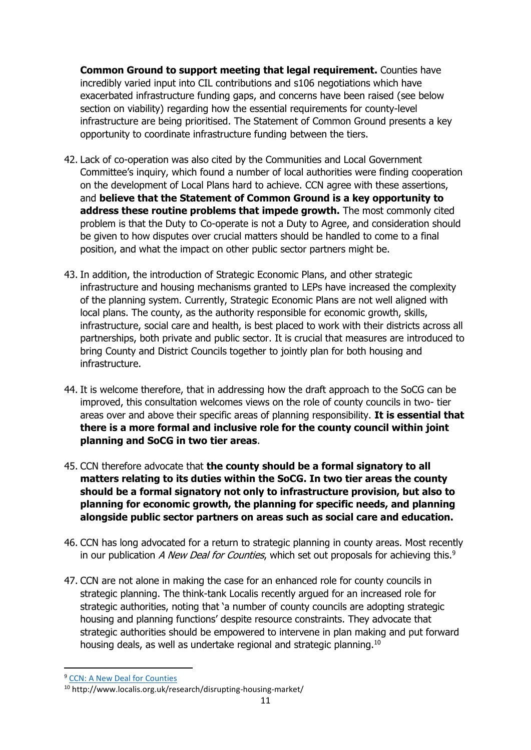**Common Ground to support meeting that legal requirement.** Counties have incredibly varied input into CIL contributions and s106 negotiations which have exacerbated infrastructure funding gaps, and concerns have been raised (see below section on viability) regarding how the essential requirements for county-level infrastructure are being prioritised. The Statement of Common Ground presents a key opportunity to coordinate infrastructure funding between the tiers.

42. Lack of co-operation was also cited by the Communities and Local Government Committee's inquiry, which found a number of local authorities were finding cooperation on the development of Local Plans hard to achieve. CCN agree with these assertions, and **believe that the Statement of Common Ground is a key opportunity to address these routine problems that impede growth.** The most commonly cited problem is that the Duty to Co-operate is not a Duty to Agree, and consideration should be given to how disputes over crucial matters should be handled to come to a final position, and what the impact on other public sector partners might be.

43. In addition, the introduction of Strategic Economic Plans, and other strategic infrastructure and housing mechanisms granted to LEPs have increased the complexity of the planning system. Currently, Strategic Economic Plans are not well aligned with local plans. The county, as the authority responsible for economic growth, skills, infrastructure, social care and health, is best placed to work with their districts across all partnerships, both private and public sector. It is crucial that measures are introduced to bring County and District Councils together to jointly plan for both housing and infrastructure.

44. It is welcome therefore, that in addressing how the draft approach to the SoCG can be improved, this consultation welcomes views on the role of county councils in two- tier areas over and above their specific areas of planning responsibility. **It is essential that there is a more formal and inclusive role for the county council within joint planning and SoCG in two tier areas**.

45. CCN therefore advocate that **the county should be a formal signatory to all matters relating to its duties within the SoCG. In two tier areas the county should be a formal signatory not only to infrastructure provision, but also to planning for economic growth, the planning for specific needs, and planning alongside public sector partners on areas such as social care and education.**

46. CCN has long advocated for a return to strategic planning in county areas. Most recently in our publication *A New Deal for Counties*, which set out proposals for achieving this.[9]

47. CCN are not alone in making the case for an enhanced role for county councils in strategic planning. The think-tank Localis recently argued for an increased role for strategic authorities, noting that 'a number of county councils are adopting strategic housing and planning functions' despite resource constraints. They advocate that strategic authorities should be empowered to intervene in plan making and put forward housing deals, as well as undertake regional and strategic planning.[10]

---

[9] CCN: A New Deal for Counties

[10] http://www.localis.org.uk/research/disrupting-housing-market/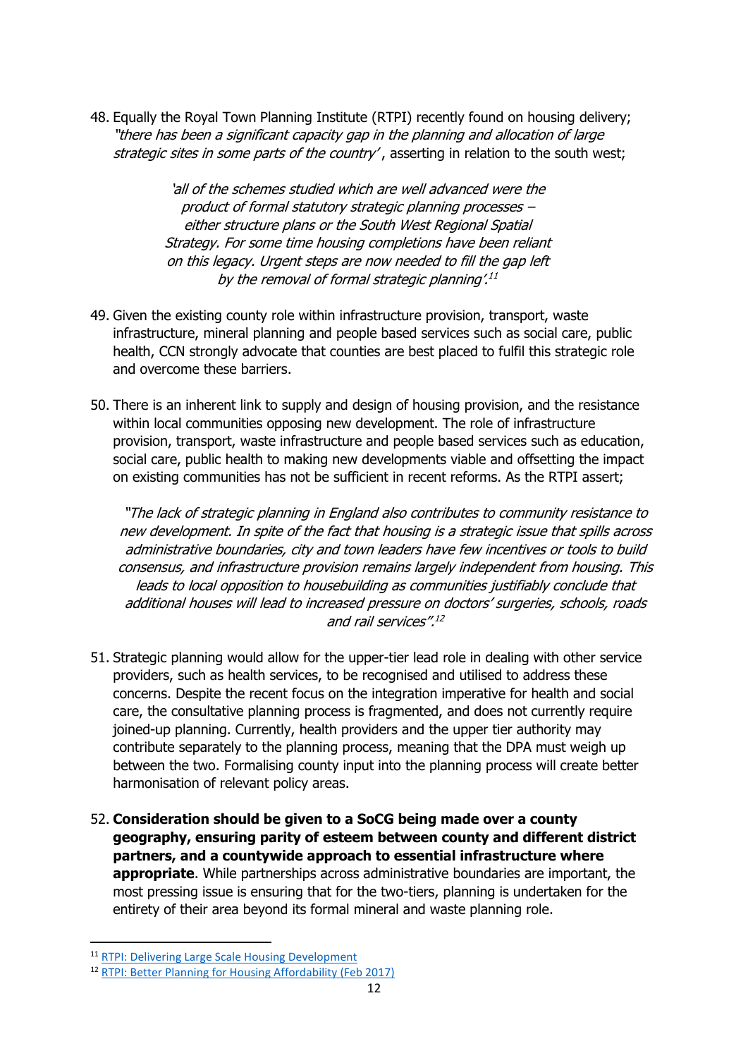48. Equally the Royal Town Planning Institute (RTPI) recently found on housing delivery; *"there has been a significant capacity gap in the planning and allocation of large strategic sites in some parts of the country'* , asserting in relation to the south west;

> *'all of the schemes studied which are well advanced were the product of formal statutory strategic planning processes – either structure plans or the South West Regional Spatial Strategy. For some time housing completions have been reliant on this legacy. Urgent steps are now needed to fill the gap left by the removal of formal strategic planning'.*[11]

49. Given the existing county role within infrastructure provision, transport, waste infrastructure, mineral planning and people based services such as social care, public health, CCN strongly advocate that counties are best placed to fulfil this strategic role and overcome these barriers.

50. There is an inherent link to supply and design of housing provision, and the resistance within local communities opposing new development. The role of infrastructure provision, transport, waste infrastructure and people based services such as education, social care, public health to making new developments viable and offsetting the impact on existing communities has not be sufficient in recent reforms. As the RTPI assert;

> *"The lack of strategic planning in England also contributes to community resistance to new development. In spite of the fact that housing is a strategic issue that spills across administrative boundaries, city and town leaders have few incentives or tools to build consensus, and infrastructure provision remains largely independent from housing. This leads to local opposition to housebuilding as communities justifiably conclude that additional houses will lead to increased pressure on doctors' surgeries, schools, roads and rail services".*[12]

51. Strategic planning would allow for the upper-tier lead role in dealing with other service providers, such as health services, to be recognised and utilised to address these concerns. Despite the recent focus on the integration imperative for health and social care, the consultative planning process is fragmented, and does not currently require joined-up planning. Currently, health providers and the upper tier authority may contribute separately to the planning process, meaning that the DPA must weigh up between the two. Formalising county input into the planning process will create better harmonisation of relevant policy areas.

52. **Consideration should be given to a SoCG being made over a county geography, ensuring parity of esteem between county and different district partners, and a countywide approach to essential infrastructure where appropriate**. While partnerships across administrative boundaries are important, the most pressing issue is ensuring that for the two-tiers, planning is undertaken for the entirety of their area beyond its formal mineral and waste planning role.

---

[11] RTPI: Delivering Large Scale Housing Development

[12] RTPI: Better Planning for Housing Affordability (Feb 2017)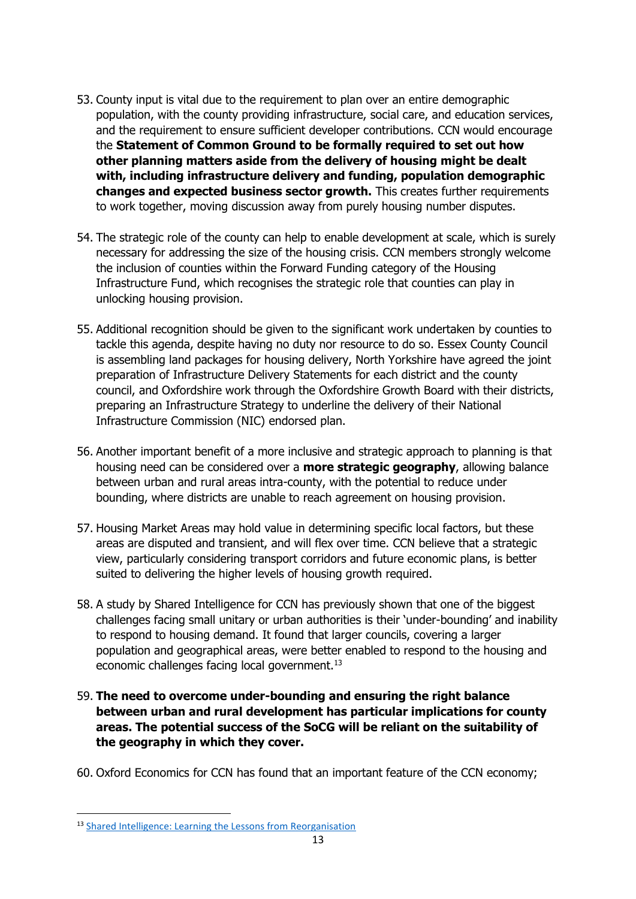53. County input is vital due to the requirement to plan over an entire demographic population, with the county providing infrastructure, social care, and education services, and the requirement to ensure sufficient developer contributions. CCN would encourage the **Statement of Common Ground to be formally required to set out how other planning matters aside from the delivery of housing might be dealt with, including infrastructure delivery and funding, population demographic changes and expected business sector growth.** This creates further requirements to work together, moving discussion away from purely housing number disputes.

54. The strategic role of the county can help to enable development at scale, which is surely necessary for addressing the size of the housing crisis. CCN members strongly welcome the inclusion of counties within the Forward Funding category of the Housing Infrastructure Fund, which recognises the strategic role that counties can play in unlocking housing provision.

55. Additional recognition should be given to the significant work undertaken by counties to tackle this agenda, despite having no duty nor resource to do so. Essex County Council is assembling land packages for housing delivery, North Yorkshire have agreed the joint preparation of Infrastructure Delivery Statements for each district and the county council, and Oxfordshire work through the Oxfordshire Growth Board with their districts, preparing an Infrastructure Strategy to underline the delivery of their National Infrastructure Commission (NIC) endorsed plan.

56. Another important benefit of a more inclusive and strategic approach to planning is that housing need can be considered over a **more strategic geography**, allowing balance between urban and rural areas intra-county, with the potential to reduce under bounding, where districts are unable to reach agreement on housing provision.

57. Housing Market Areas may hold value in determining specific local factors, but these areas are disputed and transient, and will flex over time. CCN believe that a strategic view, particularly considering transport corridors and future economic plans, is better suited to delivering the higher levels of housing growth required.

58. A study by Shared Intelligence for CCN has previously shown that one of the biggest challenges facing small unitary or urban authorities is their 'under-bounding' and inability to respond to housing demand. It found that larger councils, covering a larger population and geographical areas, were better enabled to respond to the housing and economic challenges facing local government.[13]

59. **The need to overcome under-bounding and ensuring the right balance between urban and rural development has particular implications for county areas. The potential success of the SoCG will be reliant on the suitability of the geography in which they cover.**

60. Oxford Economics for CCN has found that an important feature of the CCN economy;

---

[13] Shared Intelligence: Learning the Lessons from Reorganisation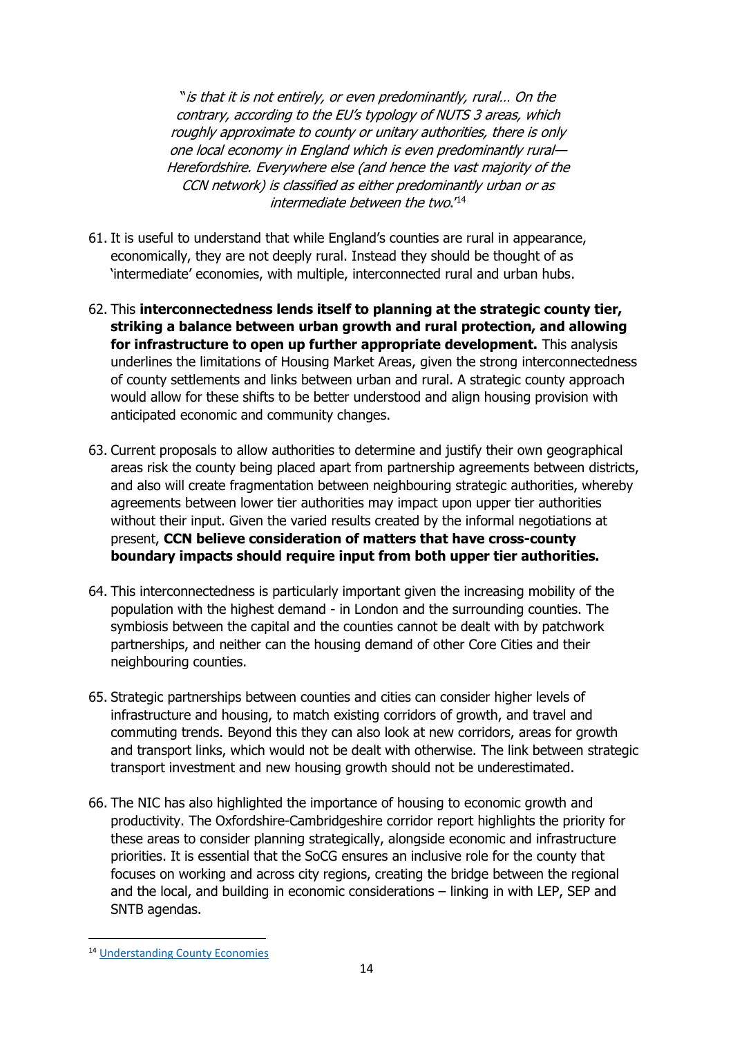> "*is that it is not entirely, or even predominantly, rural… On the contrary, according to the EU's typology of NUTS 3 areas, which roughly approximate to county or unitary authorities, there is only one local economy in England which is even predominantly rural—Herefordshire. Everywhere else (and hence the vast majority of the CCN network) is classified as either predominantly urban or as intermediate between the two*."[14]

61. It is useful to understand that while England's counties are rural in appearance, economically, they are not deeply rural. Instead they should be thought of as 'intermediate' economies, with multiple, interconnected rural and urban hubs.

62. This **interconnectedness lends itself to planning at the strategic county tier, striking a balance between urban growth and rural protection, and allowing for infrastructure to open up further appropriate development.** This analysis underlines the limitations of Housing Market Areas, given the strong interconnectedness of county settlements and links between urban and rural. A strategic county approach would allow for these shifts to be better understood and align housing provision with anticipated economic and community changes.

63. Current proposals to allow authorities to determine and justify their own geographical areas risk the county being placed apart from partnership agreements between districts, and also will create fragmentation between neighbouring strategic authorities, whereby agreements between lower tier authorities may impact upon upper tier authorities without their input. Given the varied results created by the informal negotiations at present, **CCN believe consideration of matters that have cross-county boundary impacts should require input from both upper tier authorities.**

64. This interconnectedness is particularly important given the increasing mobility of the population with the highest demand - in London and the surrounding counties. The symbiosis between the capital and the counties cannot be dealt with by patchwork partnerships, and neither can the housing demand of other Core Cities and their neighbouring counties.

65. Strategic partnerships between counties and cities can consider higher levels of infrastructure and housing, to match existing corridors of growth, and travel and commuting trends. Beyond this they can also look at new corridors, areas for growth and transport links, which would not be dealt with otherwise. The link between strategic transport investment and new housing growth should not be underestimated.

66. The NIC has also highlighted the importance of housing to economic growth and productivity. The Oxfordshire-Cambridgeshire corridor report highlights the priority for these areas to consider planning strategically, alongside economic and infrastructure priorities. It is essential that the SoCG ensures an inclusive role for the county that focuses on working and across city regions, creating the bridge between the regional and the local, and building in economic considerations – linking in with LEP, SEP and SNTB agendas.

---

[14] Understanding County Economies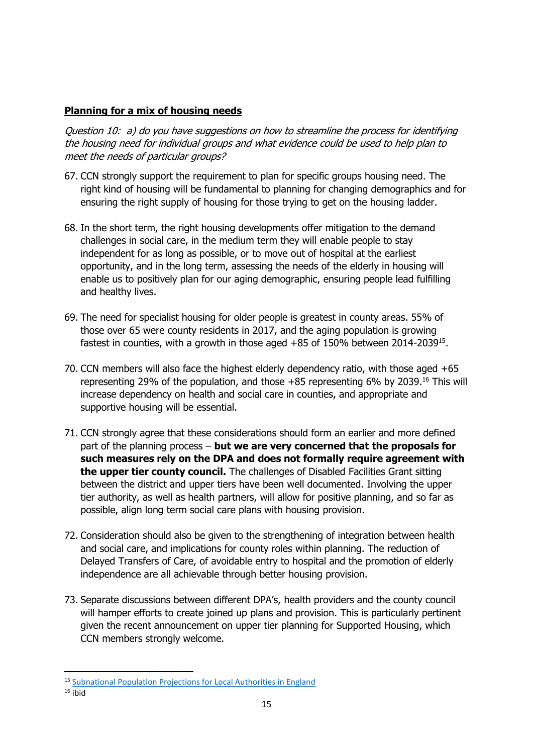**<u>Planning for a mix of housing needs</u>**

*Question 10: a) do you have suggestions on how to streamline the process for identifying the housing need for individual groups and what evidence could be used to help plan to meet the needs of particular groups?*

67. CCN strongly support the requirement to plan for specific groups housing need. The right kind of housing will be fundamental to planning for changing demographics and for ensuring the right supply of housing for those trying to get on the housing ladder.

68. In the short term, the right housing developments offer mitigation to the demand challenges in social care, in the medium term they will enable people to stay independent for as long as possible, or to move out of hospital at the earliest opportunity, and in the long term, assessing the needs of the elderly in housing will enable us to positively plan for our aging demographic, ensuring people lead fulfilling and healthy lives.

69. The need for specialist housing for older people is greatest in county areas. 55% of those over 65 were county residents in 2017, and the aging population is growing fastest in counties, with a growth in those aged +85 of 150% between 2014-2039[15].

70. CCN members will also face the highest elderly dependency ratio, with those aged +65 representing 29% of the population, and those +85 representing 6% by 2039.[16] This will increase dependency on health and social care in counties, and appropriate and supportive housing will be essential.

71. CCN strongly agree that these considerations should form an earlier and more defined part of the planning process – **but we are very concerned that the proposals for such measures rely on the DPA and does not formally require agreement with the upper tier county council.** The challenges of Disabled Facilities Grant sitting between the district and upper tiers have been well documented. Involving the upper tier authority, as well as health partners, will allow for positive planning, and so far as possible, align long term social care plans with housing provision.

72. Consideration should also be given to the strengthening of integration between health and social care, and implications for county roles within planning. The reduction of Delayed Transfers of Care, of avoidable entry to hospital and the promotion of elderly independence are all achievable through better housing provision.

73. Separate discussions between different DPA's, health providers and the county council will hamper efforts to create joined up plans and provision. This is particularly pertinent given the recent announcement on upper tier planning for Supported Housing, which CCN members strongly welcome.

---

[15] Subnational Population Projections for Local Authorities in England

[16] ibid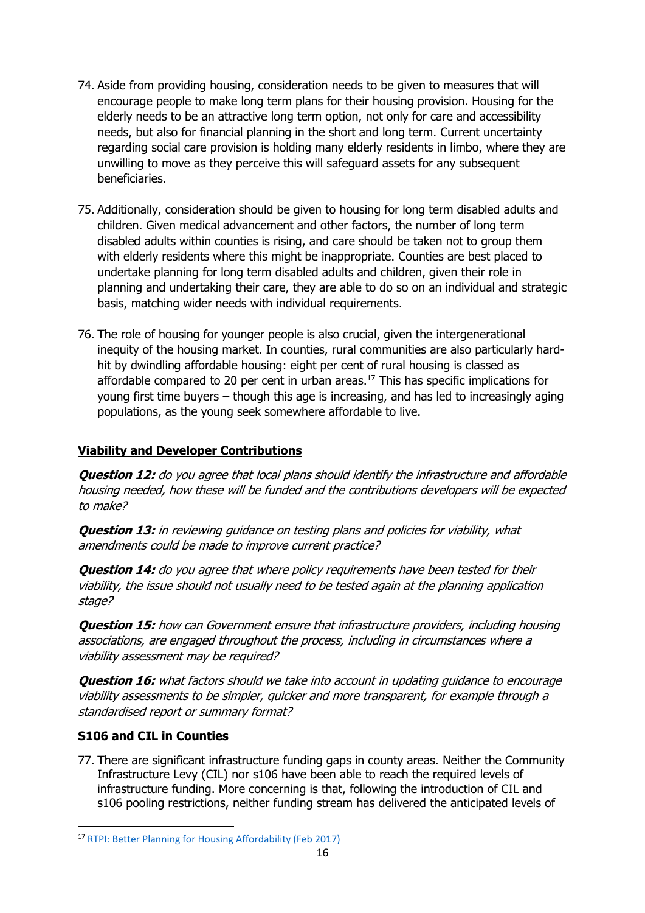74. Aside from providing housing, consideration needs to be given to measures that will encourage people to make long term plans for their housing provision. Housing for the elderly needs to be an attractive long term option, not only for care and accessibility needs, but also for financial planning in the short and long term. Current uncertainty regarding social care provision is holding many elderly residents in limbo, where they are unwilling to move as they perceive this will safeguard assets for any subsequent beneficiaries.

75. Additionally, consideration should be given to housing for long term disabled adults and children. Given medical advancement and other factors, the number of long term disabled adults within counties is rising, and care should be taken not to group them with elderly residents where this might be inappropriate. Counties are best placed to undertake planning for long term disabled adults and children, given their role in planning and undertaking their care, they are able to do so on an individual and strategic basis, matching wider needs with individual requirements.

76. The role of housing for younger people is also crucial, given the intergenerational inequity of the housing market. In counties, rural communities are also particularly hard-hit by dwindling affordable housing: eight per cent of rural housing is classed as affordable compared to 20 per cent in urban areas.[17] This has specific implications for young first time buyers – though this age is increasing, and has led to increasingly aging populations, as the young seek somewhere affordable to live.

## Viability and Developer Contributions

***Question 12:*** *do you agree that local plans should identify the infrastructure and affordable housing needed, how these will be funded and the contributions developers will be expected to make?*

***Question 13:*** *in reviewing guidance on testing plans and policies for viability, what amendments could be made to improve current practice?*

***Question 14:*** *do you agree that where policy requirements have been tested for their viability, the issue should not usually need to be tested again at the planning application stage?*

***Question 15:*** *how can Government ensure that infrastructure providers, including housing associations, are engaged throughout the process, including in circumstances where a viability assessment may be required?*

***Question 16:*** *what factors should we take into account in updating guidance to encourage viability assessments to be simpler, quicker and more transparent, for example through a standardised report or summary format?*

### S106 and CIL in Counties

77. There are significant infrastructure funding gaps in county areas. Neither the Community Infrastructure Levy (CIL) nor s106 have been able to reach the required levels of infrastructure funding. More concerning is that, following the introduction of CIL and s106 pooling restrictions, neither funding stream has delivered the anticipated levels of

---

[17] RTPI: Better Planning for Housing Affordability (Feb 2017)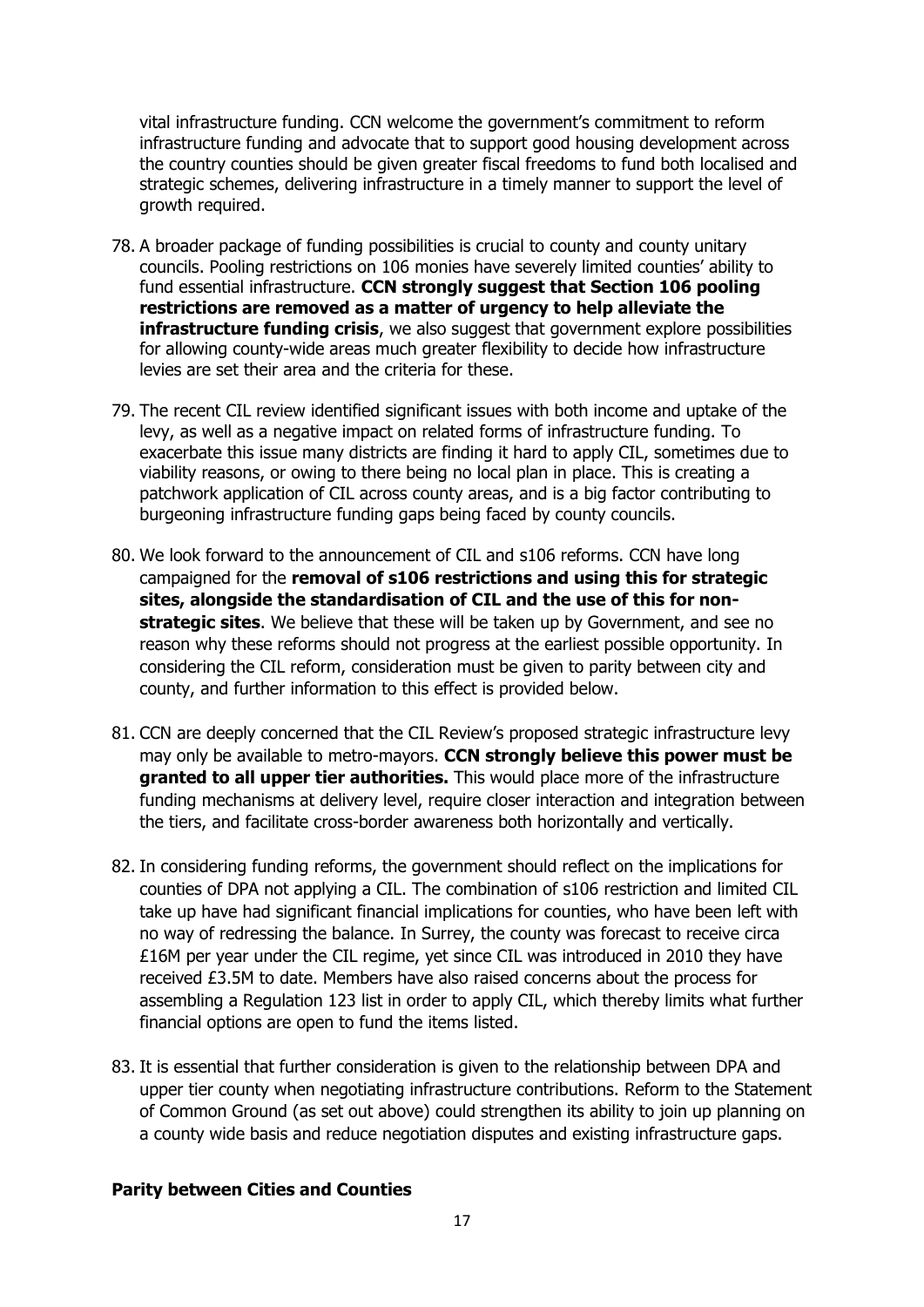vital infrastructure funding. CCN welcome the government's commitment to reform infrastructure funding and advocate that to support good housing development across the country counties should be given greater fiscal freedoms to fund both localised and strategic schemes, delivering infrastructure in a timely manner to support the level of growth required.

78. A broader package of funding possibilities is crucial to county and county unitary councils. Pooling restrictions on 106 monies have severely limited counties' ability to fund essential infrastructure. **CCN strongly suggest that Section 106 pooling restrictions are removed as a matter of urgency to help alleviate the infrastructure funding crisis**, we also suggest that government explore possibilities for allowing county-wide areas much greater flexibility to decide how infrastructure levies are set their area and the criteria for these.

79. The recent CIL review identified significant issues with both income and uptake of the levy, as well as a negative impact on related forms of infrastructure funding. To exacerbate this issue many districts are finding it hard to apply CIL, sometimes due to viability reasons, or owing to there being no local plan in place. This is creating a patchwork application of CIL across county areas, and is a big factor contributing to burgeoning infrastructure funding gaps being faced by county councils.

80. We look forward to the announcement of CIL and s106 reforms. CCN have long campaigned for the **removal of s106 restrictions and using this for strategic sites, alongside the standardisation of CIL and the use of this for non-strategic sites**. We believe that these will be taken up by Government, and see no reason why these reforms should not progress at the earliest possible opportunity. In considering the CIL reform, consideration must be given to parity between city and county, and further information to this effect is provided below.

81. CCN are deeply concerned that the CIL Review's proposed strategic infrastructure levy may only be available to metro-mayors. **CCN strongly believe this power must be granted to all upper tier authorities.** This would place more of the infrastructure funding mechanisms at delivery level, require closer interaction and integration between the tiers, and facilitate cross-border awareness both horizontally and vertically.

82. In considering funding reforms, the government should reflect on the implications for counties of DPA not applying a CIL. The combination of s106 restriction and limited CIL take up have had significant financial implications for counties, who have been left with no way of redressing the balance. In Surrey, the county was forecast to receive circa £16M per year under the CIL regime, yet since CIL was introduced in 2010 they have received £3.5M to date. Members have also raised concerns about the process for assembling a Regulation 123 list in order to apply CIL, which thereby limits what further financial options are open to fund the items listed.

83. It is essential that further consideration is given to the relationship between DPA and upper tier county when negotiating infrastructure contributions. Reform to the Statement of Common Ground (as set out above) could strengthen its ability to join up planning on a county wide basis and reduce negotiation disputes and existing infrastructure gaps.

### Parity between Cities and Counties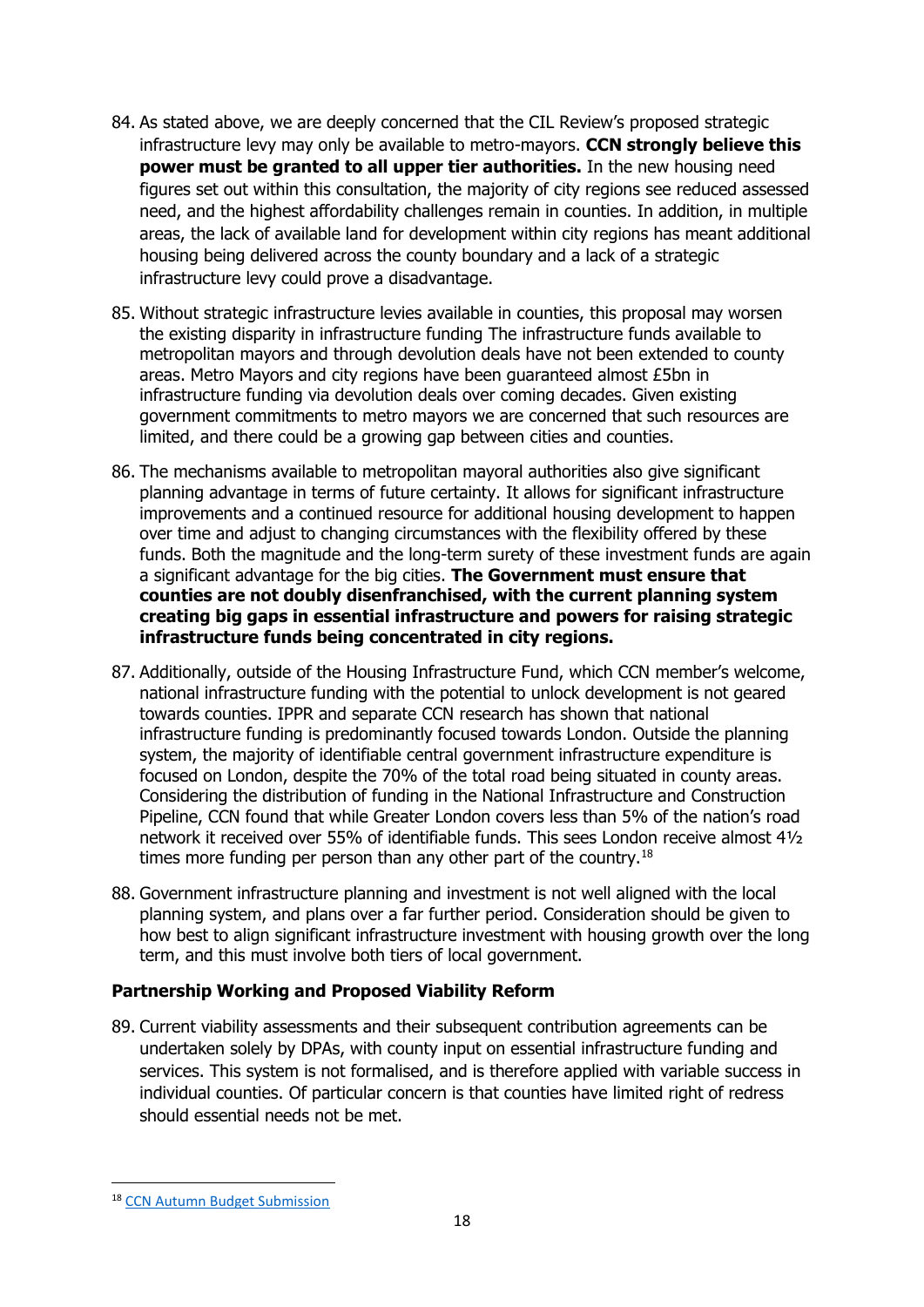84. As stated above, we are deeply concerned that the CIL Review's proposed strategic infrastructure levy may only be available to metro-mayors. **CCN strongly believe this power must be granted to all upper tier authorities.** In the new housing need figures set out within this consultation, the majority of city regions see reduced assessed need, and the highest affordability challenges remain in counties. In addition, in multiple areas, the lack of available land for development within city regions has meant additional housing being delivered across the county boundary and a lack of a strategic infrastructure levy could prove a disadvantage.

85. Without strategic infrastructure levies available in counties, this proposal may worsen the existing disparity in infrastructure funding The infrastructure funds available to metropolitan mayors and through devolution deals have not been extended to county areas. Metro Mayors and city regions have been guaranteed almost £5bn in infrastructure funding via devolution deals over coming decades. Given existing government commitments to metro mayors we are concerned that such resources are limited, and there could be a growing gap between cities and counties.

86. The mechanisms available to metropolitan mayoral authorities also give significant planning advantage in terms of future certainty. It allows for significant infrastructure improvements and a continued resource for additional housing development to happen over time and adjust to changing circumstances with the flexibility offered by these funds. Both the magnitude and the long-term surety of these investment funds are again a significant advantage for the big cities. **The Government must ensure that counties are not doubly disenfranchised, with the current planning system creating big gaps in essential infrastructure and powers for raising strategic infrastructure funds being concentrated in city regions.**

87. Additionally, outside of the Housing Infrastructure Fund, which CCN member's welcome, national infrastructure funding with the potential to unlock development is not geared towards counties. IPPR and separate CCN research has shown that national infrastructure funding is predominantly focused towards London. Outside the planning system, the majority of identifiable central government infrastructure expenditure is focused on London, despite the 70% of the total road being situated in county areas. Considering the distribution of funding in the National Infrastructure and Construction Pipeline, CCN found that while Greater London covers less than 5% of the nation's road network it received over 55% of identifiable funds. This sees London receive almost 4½ times more funding per person than any other part of the country.[18]

88. Government infrastructure planning and investment is not well aligned with the local planning system, and plans over a far further period. Consideration should be given to how best to align significant infrastructure investment with housing growth over the long term, and this must involve both tiers of local government.

### Partnership Working and Proposed Viability Reform

89. Current viability assessments and their subsequent contribution agreements can be undertaken solely by DPAs, with county input on essential infrastructure funding and services. This system is not formalised, and is therefore applied with variable success in individual counties. Of particular concern is that counties have limited right of redress should essential needs not be met.

---

[18] CCN Autumn Budget Submission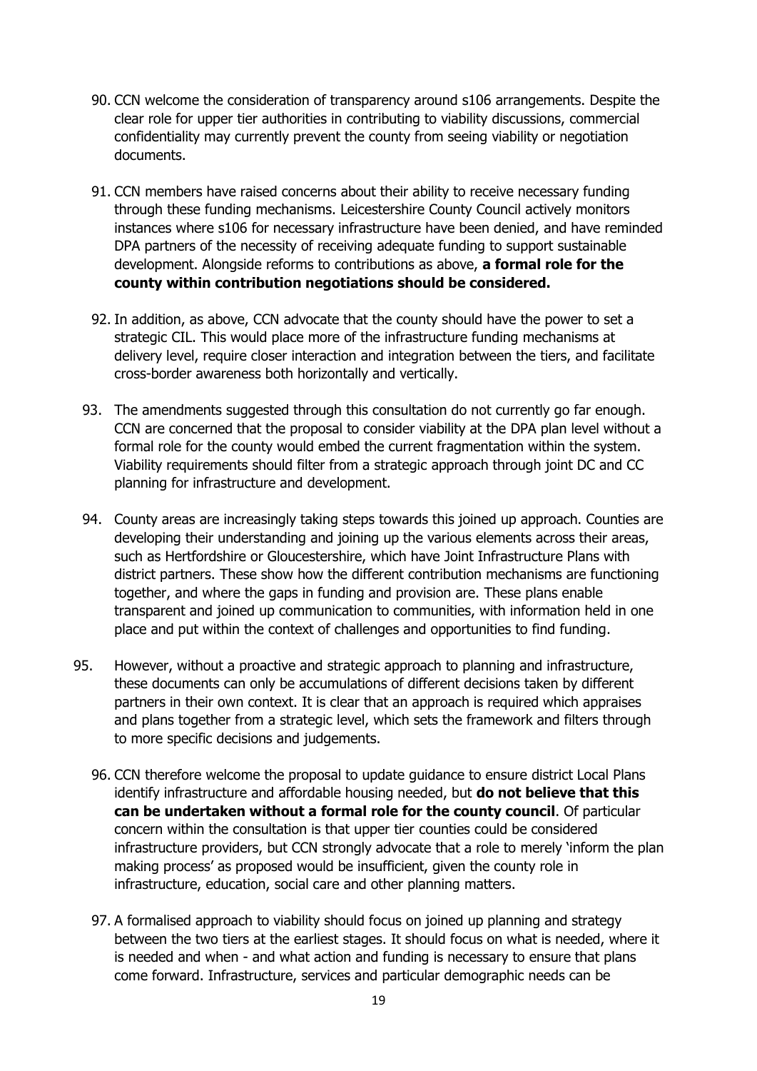90. CCN welcome the consideration of transparency around s106 arrangements. Despite the clear role for upper tier authorities in contributing to viability discussions, commercial confidentiality may currently prevent the county from seeing viability or negotiation documents.

91. CCN members have raised concerns about their ability to receive necessary funding through these funding mechanisms. Leicestershire County Council actively monitors instances where s106 for necessary infrastructure have been denied, and have reminded DPA partners of the necessity of receiving adequate funding to support sustainable development. Alongside reforms to contributions as above, **a formal role for the county within contribution negotiations should be considered.**

92. In addition, as above, CCN advocate that the county should have the power to set a strategic CIL. This would place more of the infrastructure funding mechanisms at delivery level, require closer interaction and integration between the tiers, and facilitate cross-border awareness both horizontally and vertically.

93. The amendments suggested through this consultation do not currently go far enough. CCN are concerned that the proposal to consider viability at the DPA plan level without a formal role for the county would embed the current fragmentation within the system. Viability requirements should filter from a strategic approach through joint DC and CC planning for infrastructure and development.

94. County areas are increasingly taking steps towards this joined up approach. Counties are developing their understanding and joining up the various elements across their areas, such as Hertfordshire or Gloucestershire, which have Joint Infrastructure Plans with district partners. These show how the different contribution mechanisms are functioning together, and where the gaps in funding and provision are. These plans enable transparent and joined up communication to communities, with information held in one place and put within the context of challenges and opportunities to find funding.

95. However, without a proactive and strategic approach to planning and infrastructure, these documents can only be accumulations of different decisions taken by different partners in their own context. It is clear that an approach is required which appraises and plans together from a strategic level, which sets the framework and filters through to more specific decisions and judgements.

96. CCN therefore welcome the proposal to update guidance to ensure district Local Plans identify infrastructure and affordable housing needed, but **do not believe that this can be undertaken without a formal role for the county council**. Of particular concern within the consultation is that upper tier counties could be considered infrastructure providers, but CCN strongly advocate that a role to merely 'inform the plan making process' as proposed would be insufficient, given the county role in infrastructure, education, social care and other planning matters.

97. A formalised approach to viability should focus on joined up planning and strategy between the two tiers at the earliest stages. It should focus on what is needed, where it is needed and when - and what action and funding is necessary to ensure that plans come forward. Infrastructure, services and particular demographic needs can be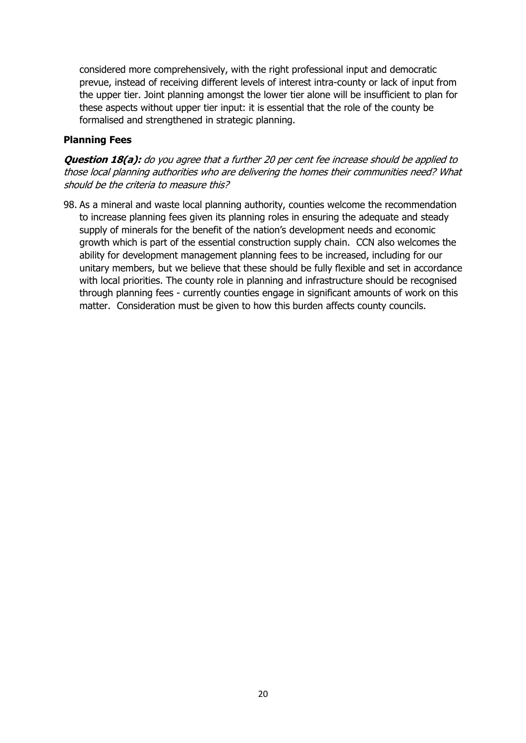considered more comprehensively, with the right professional input and democratic prevue, instead of receiving different levels of interest intra-county or lack of input from the upper tier. Joint planning amongst the lower tier alone will be insufficient to plan for these aspects without upper tier input: it is essential that the role of the county be formalised and strengthened in strategic planning.

**Planning Fees**

***Question 18(a):*** *do you agree that a further 20 per cent fee increase should be applied to those local planning authorities who are delivering the homes their communities need? What should be the criteria to measure this?*

98. As a mineral and waste local planning authority, counties welcome the recommendation to increase planning fees given its planning roles in ensuring the adequate and steady supply of minerals for the benefit of the nation's development needs and economic growth which is part of the essential construction supply chain. CCN also welcomes the ability for development management planning fees to be increased, including for our unitary members, but we believe that these should be fully flexible and set in accordance with local priorities. The county role in planning and infrastructure should be recognised through planning fees - currently counties engage in significant amounts of work on this matter. Consideration must be given to how this burden affects county councils.